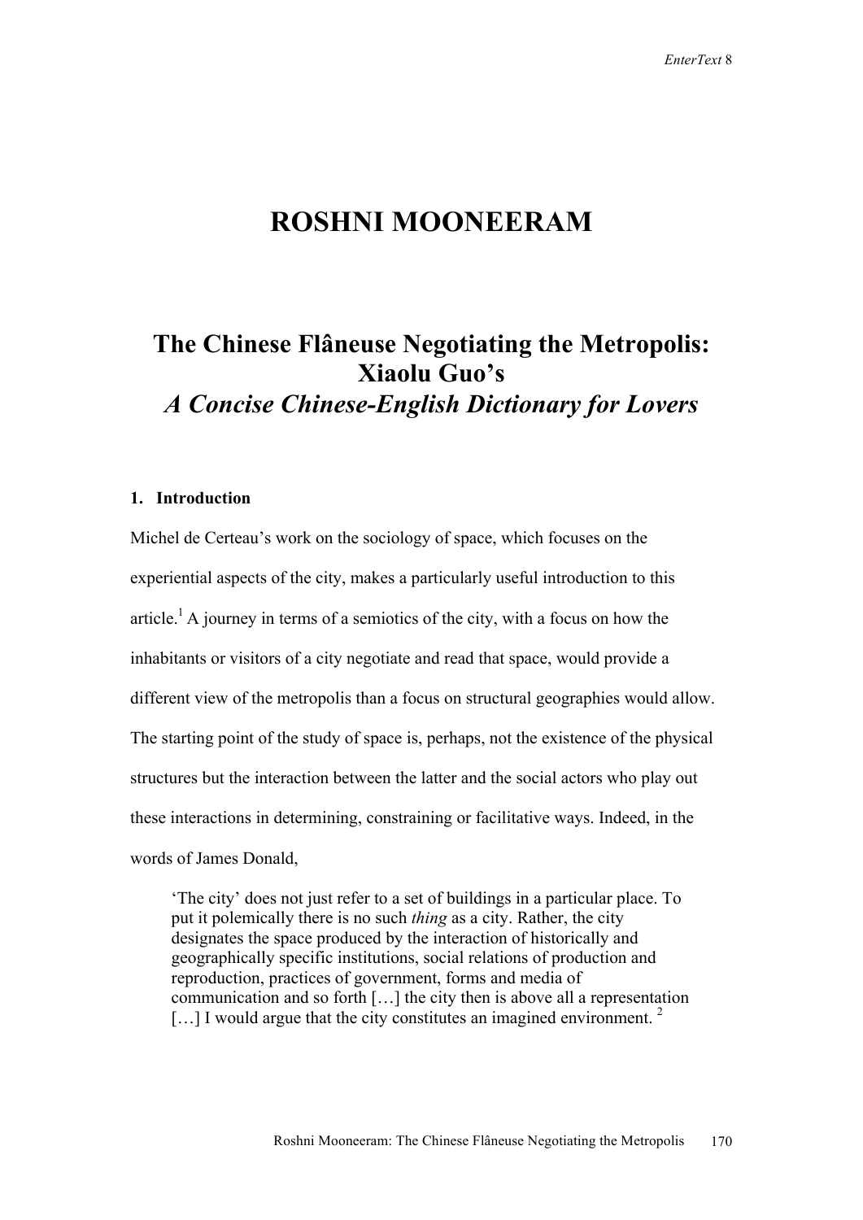# ROSHNI MOONEERAM

## The Chinese Flâneuse Negotiating the Metropolis: Xiaolu Guo's *A Concise Chinese-English Dictionary for Lovers*

### 1. Introduction

Michel de Certeau's work on the sociology of space, which focuses on the experiential aspects of the city, makes a particularly useful introduction to this article.[1] A journey in terms of a semiotics of the city, with a focus on how the inhabitants or visitors of a city negotiate and read that space, would provide a different view of the metropolis than a focus on structural geographies would allow. The starting point of the study of space is, perhaps, not the existence of the physical structures but the interaction between the latter and the social actors who play out these interactions in determining, constraining or facilitative ways. Indeed, in the words of James Donald,

> 'The city' does not just refer to a set of buildings in a particular place. To put it polemically there is no such *thing* as a city. Rather, the city designates the space produced by the interaction of historically and geographically specific institutions, social relations of production and reproduction, practices of government, forms and media of communication and so forth […] the city then is above all a representation […] I would argue that the city constitutes an imagined environment. [2]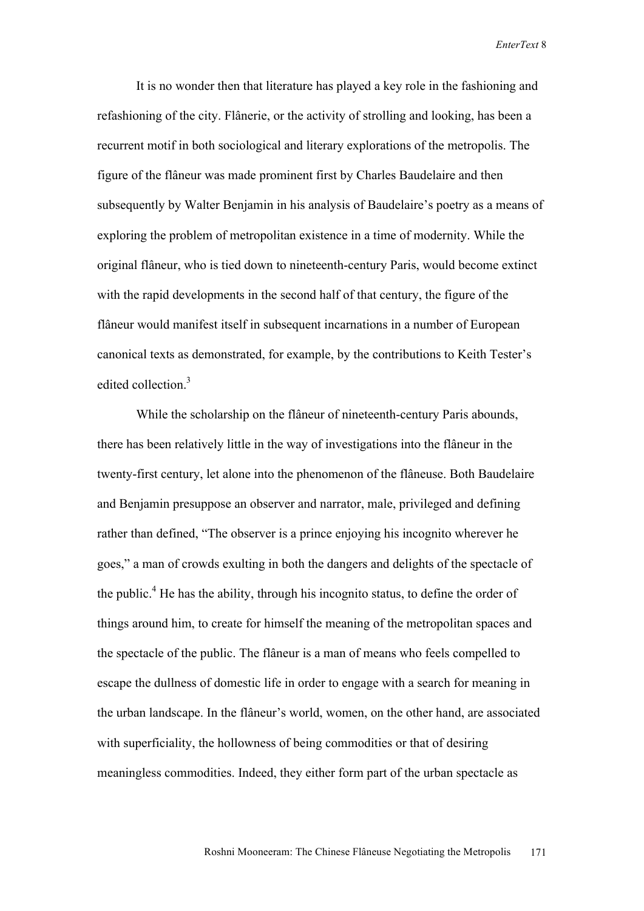It is no wonder then that literature has played a key role in the fashioning and refashioning of the city. Flânerie, or the activity of strolling and looking, has been a recurrent motif in both sociological and literary explorations of the metropolis. The figure of the flâneur was made prominent first by Charles Baudelaire and then subsequently by Walter Benjamin in his analysis of Baudelaire's poetry as a means of exploring the problem of metropolitan existence in a time of modernity. While the original flâneur, who is tied down to nineteenth-century Paris, would become extinct with the rapid developments in the second half of that century, the figure of the flâneur would manifest itself in subsequent incarnations in a number of European canonical texts as demonstrated, for example, by the contributions to Keith Tester's edited collection.[3]

While the scholarship on the flâneur of nineteenth-century Paris abounds, there has been relatively little in the way of investigations into the flâneur in the twenty-first century, let alone into the phenomenon of the flâneuse. Both Baudelaire and Benjamin presuppose an observer and narrator, male, privileged and defining rather than defined, "The observer is a prince enjoying his incognito wherever he goes," a man of crowds exulting in both the dangers and delights of the spectacle of the public.[4] He has the ability, through his incognito status, to define the order of things around him, to create for himself the meaning of the metropolitan spaces and the spectacle of the public. The flâneur is a man of means who feels compelled to escape the dullness of domestic life in order to engage with a search for meaning in the urban landscape. In the flâneur's world, women, on the other hand, are associated with superficiality, the hollowness of being commodities or that of desiring meaningless commodities. Indeed, they either form part of the urban spectacle as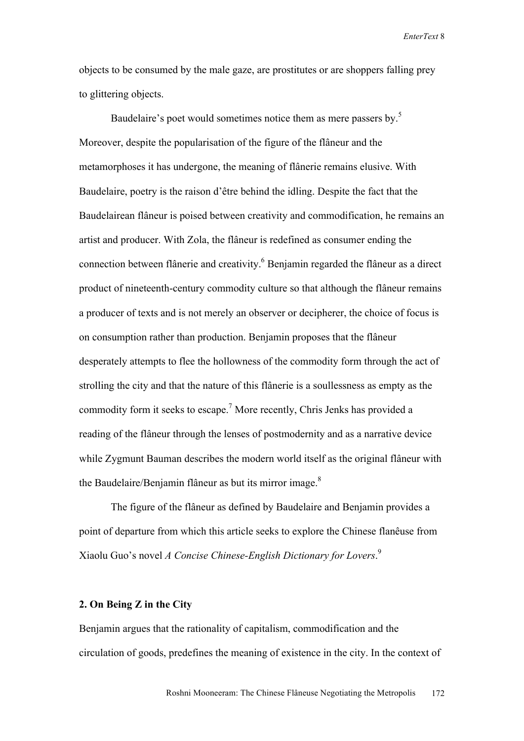objects to be consumed by the male gaze, are prostitutes or are shoppers falling prey to glittering objects.

Baudelaire's poet would sometimes notice them as mere passers by.[5] Moreover, despite the popularisation of the figure of the flâneur and the metamorphoses it has undergone, the meaning of flânerie remains elusive. With Baudelaire, poetry is the raison d'être behind the idling. Despite the fact that the Baudelairean flâneur is poised between creativity and commodification, he remains an artist and producer. With Zola, the flâneur is redefined as consumer ending the connection between flânerie and creativity.[6] Benjamin regarded the flâneur as a direct product of nineteenth-century commodity culture so that although the flâneur remains a producer of texts and is not merely an observer or decipherer, the choice of focus is on consumption rather than production. Benjamin proposes that the flâneur desperately attempts to flee the hollowness of the commodity form through the act of strolling the city and that the nature of this flânerie is a soullessness as empty as the commodity form it seeks to escape.[7] More recently, Chris Jenks has provided a reading of the flâneur through the lenses of postmodernity and as a narrative device while Zygmunt Bauman describes the modern world itself as the original flâneur with the Baudelaire/Benjamin flâneur as but its mirror image.[8]

The figure of the flâneur as defined by Baudelaire and Benjamin provides a point of departure from which this article seeks to explore the Chinese flanêuse from Xiaolu Guo's novel *A Concise Chinese-English Dictionary for Lovers*.[9]

## 2. On Being Z in the City

Benjamin argues that the rationality of capitalism, commodification and the circulation of goods, predefines the meaning of existence in the city. In the context of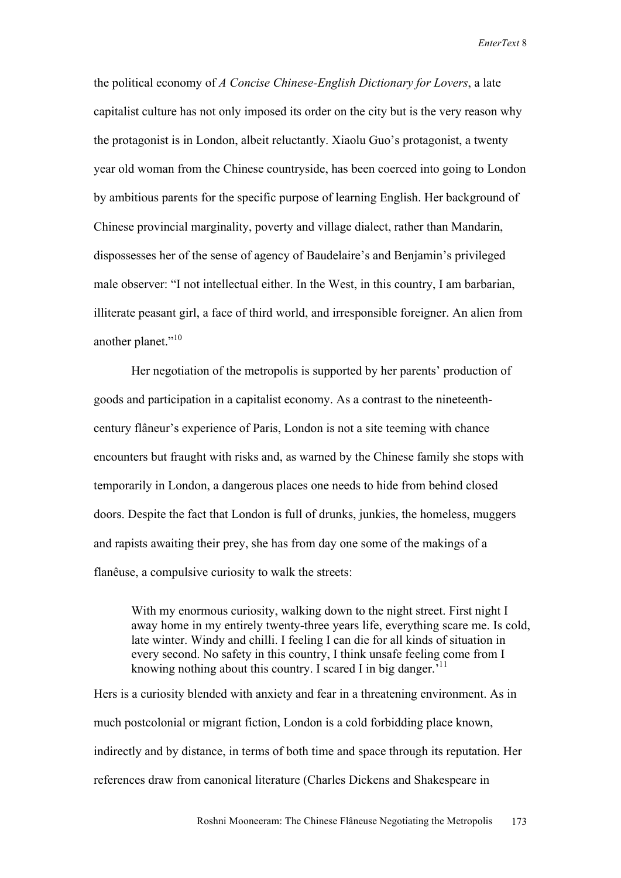the political economy of *A Concise Chinese-English Dictionary for Lovers*, a late capitalist culture has not only imposed its order on the city but is the very reason why the protagonist is in London, albeit reluctantly. Xiaolu Guo's protagonist, a twenty year old woman from the Chinese countryside, has been coerced into going to London by ambitious parents for the specific purpose of learning English. Her background of Chinese provincial marginality, poverty and village dialect, rather than Mandarin, dispossesses her of the sense of agency of Baudelaire's and Benjamin's privileged male observer: "I not intellectual either. In the West, in this country, I am barbarian, illiterate peasant girl, a face of third world, and irresponsible foreigner. An alien from another planet."[10]

Her negotiation of the metropolis is supported by her parents' production of goods and participation in a capitalist economy. As a contrast to the nineteenth-century flâneur's experience of Paris, London is not a site teeming with chance encounters but fraught with risks and, as warned by the Chinese family she stops with temporarily in London, a dangerous places one needs to hide from behind closed doors. Despite the fact that London is full of drunks, junkies, the homeless, muggers and rapists awaiting their prey, she has from day one some of the makings of a flanêuse, a compulsive curiosity to walk the streets:

> With my enormous curiosity, walking down to the night street. First night I away home in my entirely twenty-three years life, everything scare me. Is cold, late winter. Windy and chilli. I feeling I can die for all kinds of situation in every second. No safety in this country, I think unsafe feeling come from I knowing nothing about this country. I scared I in big danger.'[11]

Hers is a curiosity blended with anxiety and fear in a threatening environment. As in much postcolonial or migrant fiction, London is a cold forbidding place known, indirectly and by distance, in terms of both time and space through its reputation. Her references draw from canonical literature (Charles Dickens and Shakespeare in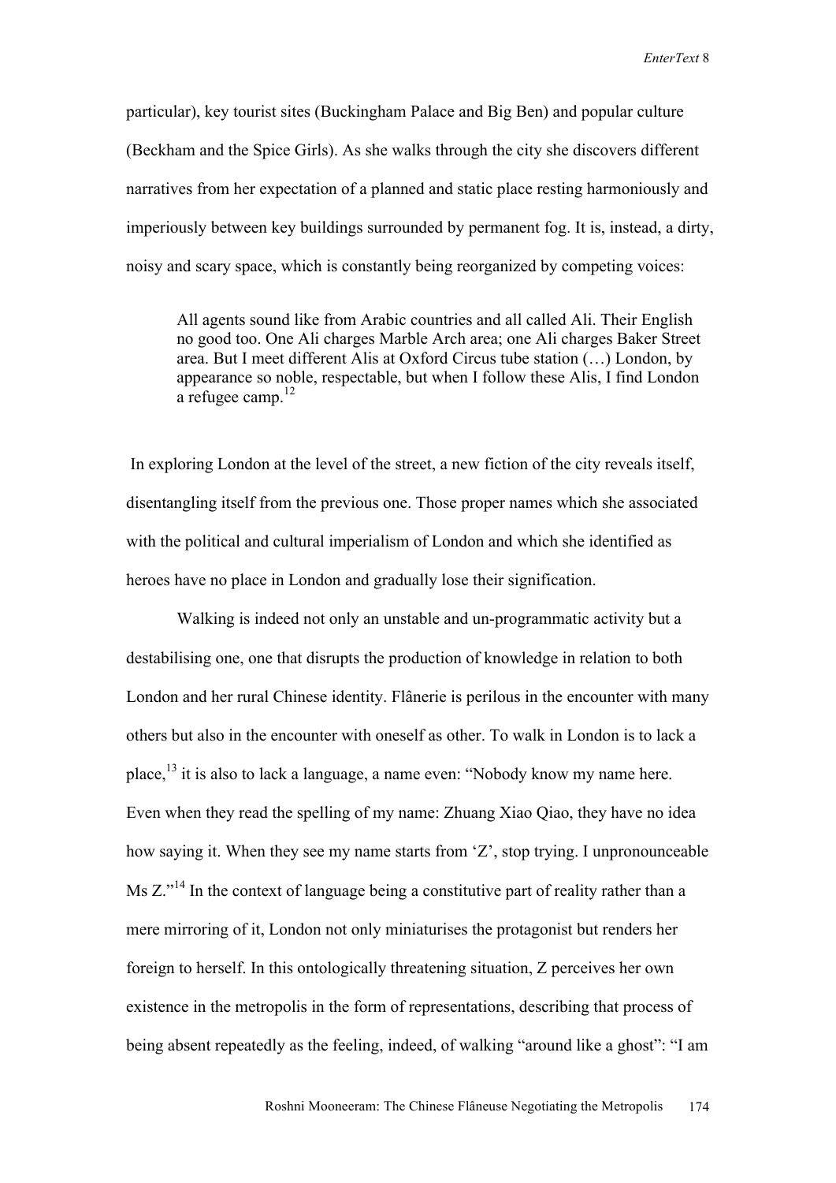particular), key tourist sites (Buckingham Palace and Big Ben) and popular culture (Beckham and the Spice Girls). As she walks through the city she discovers different narratives from her expectation of a planned and static place resting harmoniously and imperiously between key buildings surrounded by permanent fog. It is, instead, a dirty, noisy and scary space, which is constantly being reorganized by competing voices:

> All agents sound like from Arabic countries and all called Ali. Their English no good too. One Ali charges Marble Arch area; one Ali charges Baker Street area. But I meet different Alis at Oxford Circus tube station (…) London, by appearance so noble, respectable, but when I follow these Alis, I find London a refugee camp.[12]

In exploring London at the level of the street, a new fiction of the city reveals itself, disentangling itself from the previous one. Those proper names which she associated with the political and cultural imperialism of London and which she identified as heroes have no place in London and gradually lose their signification.

Walking is indeed not only an unstable and un-programmatic activity but a destabilising one, one that disrupts the production of knowledge in relation to both London and her rural Chinese identity. Flânerie is perilous in the encounter with many others but also in the encounter with oneself as other. To walk in London is to lack a place,[13] it is also to lack a language, a name even: "Nobody know my name here. Even when they read the spelling of my name: Zhuang Xiao Qiao, they have no idea how saying it. When they see my name starts from 'Z', stop trying. I unpronounceable Ms Z."[14] In the context of language being a constitutive part of reality rather than a mere mirroring of it, London not only miniaturises the protagonist but renders her foreign to herself. In this ontologically threatening situation, Z perceives her own existence in the metropolis in the form of representations, describing that process of being absent repeatedly as the feeling, indeed, of walking "around like a ghost": "I am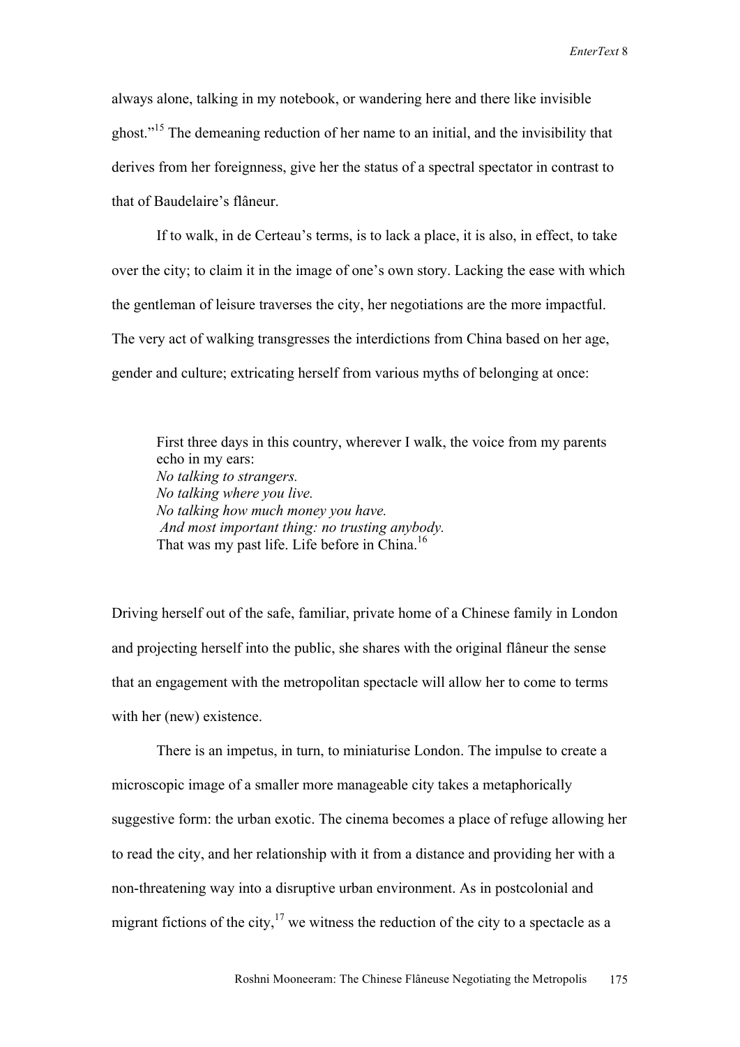always alone, talking in my notebook, or wandering here and there like invisible ghost."[15] The demeaning reduction of her name to an initial, and the invisibility that derives from her foreignness, give her the status of a spectral spectator in contrast to that of Baudelaire's flâneur.

If to walk, in de Certeau's terms, is to lack a place, it is also, in effect, to take over the city; to claim it in the image of one's own story. Lacking the ease with which the gentleman of leisure traverses the city, her negotiations are the more impactful. The very act of walking transgresses the interdictions from China based on her age, gender and culture; extricating herself from various myths of belonging at once:

> First three days in this country, wherever I walk, the voice from my parents echo in my ears:
> *No talking to strangers.*
> *No talking where you live.*
> *No talking how much money you have.*
> *And most important thing: no trusting anybody.*
> That was my past life. Life before in China.[16]

Driving herself out of the safe, familiar, private home of a Chinese family in London and projecting herself into the public, she shares with the original flâneur the sense that an engagement with the metropolitan spectacle will allow her to come to terms with her (new) existence.

There is an impetus, in turn, to miniaturise London. The impulse to create a microscopic image of a smaller more manageable city takes a metaphorically suggestive form: the urban exotic. The cinema becomes a place of refuge allowing her to read the city, and her relationship with it from a distance and providing her with a non-threatening way into a disruptive urban environment. As in postcolonial and migrant fictions of the city,[17] we witness the reduction of the city to a spectacle as a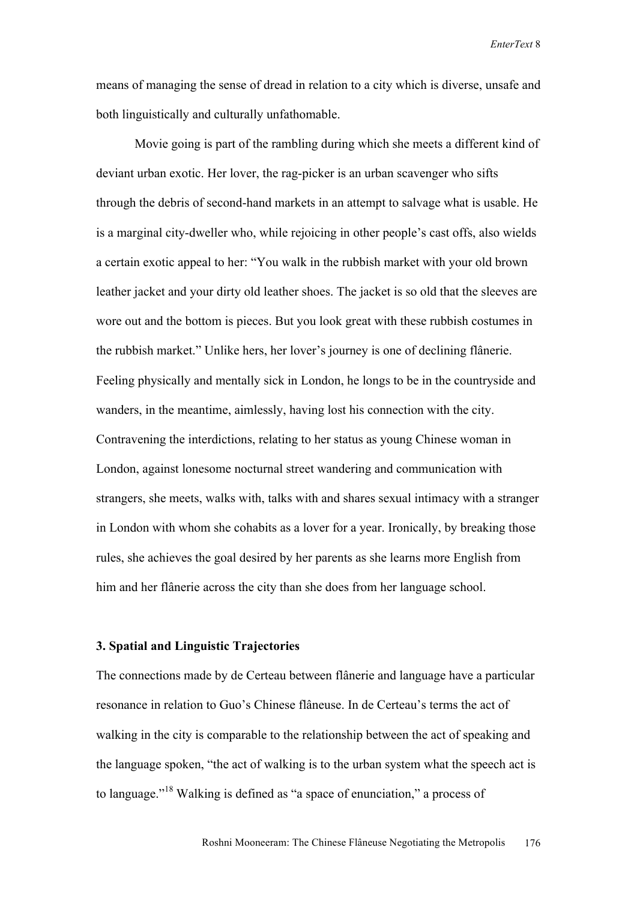means of managing the sense of dread in relation to a city which is diverse, unsafe and both linguistically and culturally unfathomable.

Movie going is part of the rambling during which she meets a different kind of deviant urban exotic. Her lover, the rag-picker is an urban scavenger who sifts through the debris of second-hand markets in an attempt to salvage what is usable. He is a marginal city-dweller who, while rejoicing in other people's cast offs, also wields a certain exotic appeal to her: "You walk in the rubbish market with your old brown leather jacket and your dirty old leather shoes. The jacket is so old that the sleeves are wore out and the bottom is pieces. But you look great with these rubbish costumes in the rubbish market." Unlike hers, her lover's journey is one of declining flânerie. Feeling physically and mentally sick in London, he longs to be in the countryside and wanders, in the meantime, aimlessly, having lost his connection with the city. Contravening the interdictions, relating to her status as young Chinese woman in London, against lonesome nocturnal street wandering and communication with strangers, she meets, walks with, talks with and shares sexual intimacy with a stranger in London with whom she cohabits as a lover for a year. Ironically, by breaking those rules, she achieves the goal desired by her parents as she learns more English from him and her flânerie across the city than she does from her language school.

### 3. Spatial and Linguistic Trajectories

The connections made by de Certeau between flânerie and language have a particular resonance in relation to Guo's Chinese flâneuse. In de Certeau's terms the act of walking in the city is comparable to the relationship between the act of speaking and the language spoken, "the act of walking is to the urban system what the speech act is to language."[18] Walking is defined as "a space of enunciation," a process of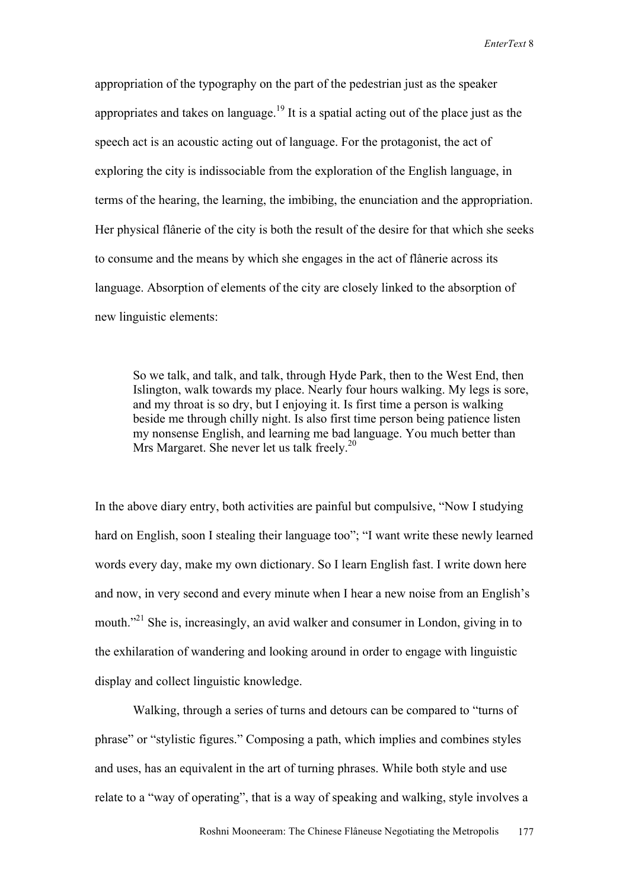appropriation of the typography on the part of the pedestrian just as the speaker appropriates and takes on language.[19] It is a spatial acting out of the place just as the speech act is an acoustic acting out of language. For the protagonist, the act of exploring the city is indissociable from the exploration of the English language, in terms of the hearing, the learning, the imbibing, the enunciation and the appropriation. Her physical flânerie of the city is both the result of the desire for that which she seeks to consume and the means by which she engages in the act of flânerie across its language. Absorption of elements of the city are closely linked to the absorption of new linguistic elements:

> So we talk, and talk, and talk, through Hyde Park, then to the West End, then Islington, walk towards my place. Nearly four hours walking. My legs is sore, and my throat is so dry, but I enjoying it. Is first time a person is walking beside me through chilly night. Is also first time person being patience listen my nonsense English, and learning me bad language. You much better than Mrs Margaret. She never let us talk freely.[20]

In the above diary entry, both activities are painful but compulsive, "Now I studying hard on English, soon I stealing their language too"; "I want write these newly learned words every day, make my own dictionary. So I learn English fast. I write down here and now, in very second and every minute when I hear a new noise from an English's mouth."[21] She is, increasingly, an avid walker and consumer in London, giving in to the exhilaration of wandering and looking around in order to engage with linguistic display and collect linguistic knowledge.

Walking, through a series of turns and detours can be compared to "turns of phrase" or "stylistic figures." Composing a path, which implies and combines styles and uses, has an equivalent in the art of turning phrases. While both style and use relate to a "way of operating", that is a way of speaking and walking, style involves a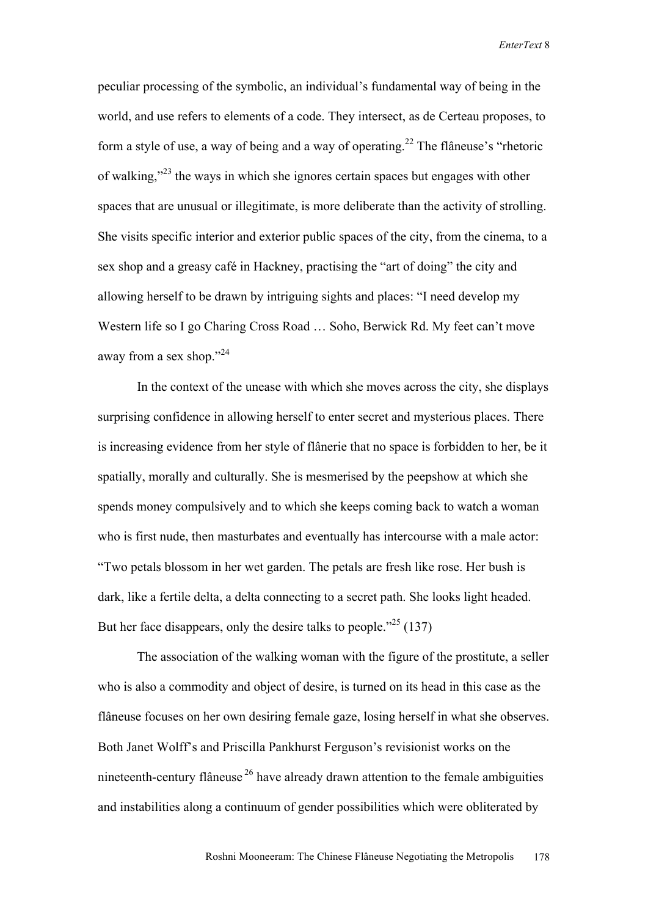peculiar processing of the symbolic, an individual's fundamental way of being in the world, and use refers to elements of a code. They intersect, as de Certeau proposes, to form a style of use, a way of being and a way of operating.[22] The flâneuse's "rhetoric of walking,"[23] the ways in which she ignores certain spaces but engages with other spaces that are unusual or illegitimate, is more deliberate than the activity of strolling. She visits specific interior and exterior public spaces of the city, from the cinema, to a sex shop and a greasy café in Hackney, practising the "art of doing" the city and allowing herself to be drawn by intriguing sights and places: "I need develop my Western life so I go Charing Cross Road … Soho, Berwick Rd. My feet can't move away from a sex shop."[24]

In the context of the unease with which she moves across the city, she displays surprising confidence in allowing herself to enter secret and mysterious places. There is increasing evidence from her style of flânerie that no space is forbidden to her, be it spatially, morally and culturally. She is mesmerised by the peepshow at which she spends money compulsively and to which she keeps coming back to watch a woman who is first nude, then masturbates and eventually has intercourse with a male actor: "Two petals blossom in her wet garden. The petals are fresh like rose. Her bush is dark, like a fertile delta, a delta connecting to a secret path. She looks light headed. But her face disappears, only the desire talks to people."[25] (137)

The association of the walking woman with the figure of the prostitute, a seller who is also a commodity and object of desire, is turned on its head in this case as the flâneuse focuses on her own desiring female gaze, losing herself in what she observes. Both Janet Wolff's and Priscilla Pankhurst Ferguson's revisionist works on the nineteenth-century flâneuse[26] have already drawn attention to the female ambiguities and instabilities along a continuum of gender possibilities which were obliterated by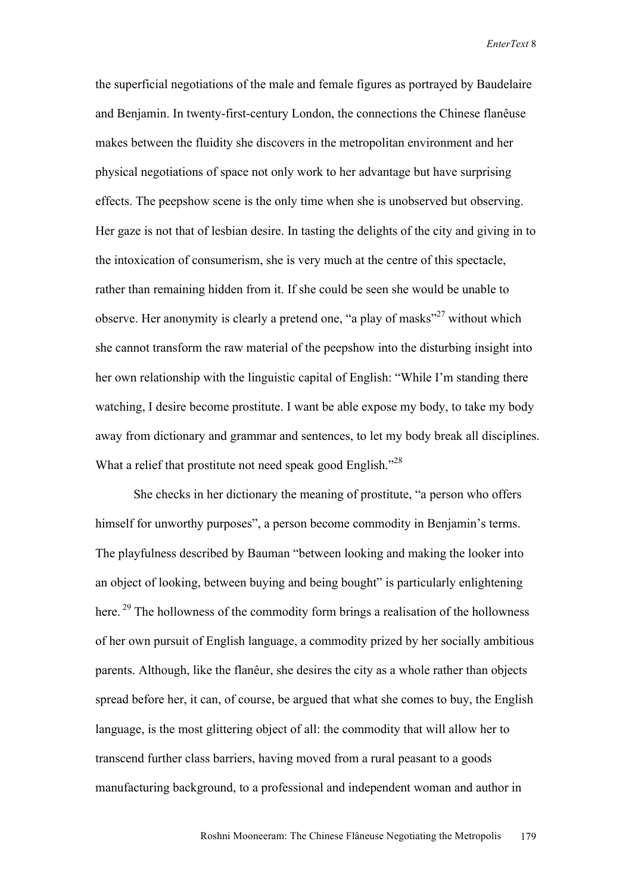the superficial negotiations of the male and female figures as portrayed by Baudelaire and Benjamin. In twenty-first-century London, the connections the Chinese flanêuse makes between the fluidity she discovers in the metropolitan environment and her physical negotiations of space not only work to her advantage but have surprising effects. The peepshow scene is the only time when she is unobserved but observing. Her gaze is not that of lesbian desire. In tasting the delights of the city and giving in to the intoxication of consumerism, she is very much at the centre of this spectacle, rather than remaining hidden from it. If she could be seen she would be unable to observe. Her anonymity is clearly a pretend one, "a play of masks"[27] without which she cannot transform the raw material of the peepshow into the disturbing insight into her own relationship with the linguistic capital of English: "While I'm standing there watching, I desire become prostitute. I want be able expose my body, to take my body away from dictionary and grammar and sentences, to let my body break all disciplines. What a relief that prostitute not need speak good English."[28]

She checks in her dictionary the meaning of prostitute, "a person who offers himself for unworthy purposes", a person become commodity in Benjamin's terms. The playfulness described by Bauman "between looking and making the looker into an object of looking, between buying and being bought" is particularly enlightening here.[29] The hollowness of the commodity form brings a realisation of the hollowness of her own pursuit of English language, a commodity prized by her socially ambitious parents. Although, like the flanêur, she desires the city as a whole rather than objects spread before her, it can, of course, be argued that what she comes to buy, the English language, is the most glittering object of all: the commodity that will allow her to transcend further class barriers, having moved from a rural peasant to a goods manufacturing background, to a professional and independent woman and author in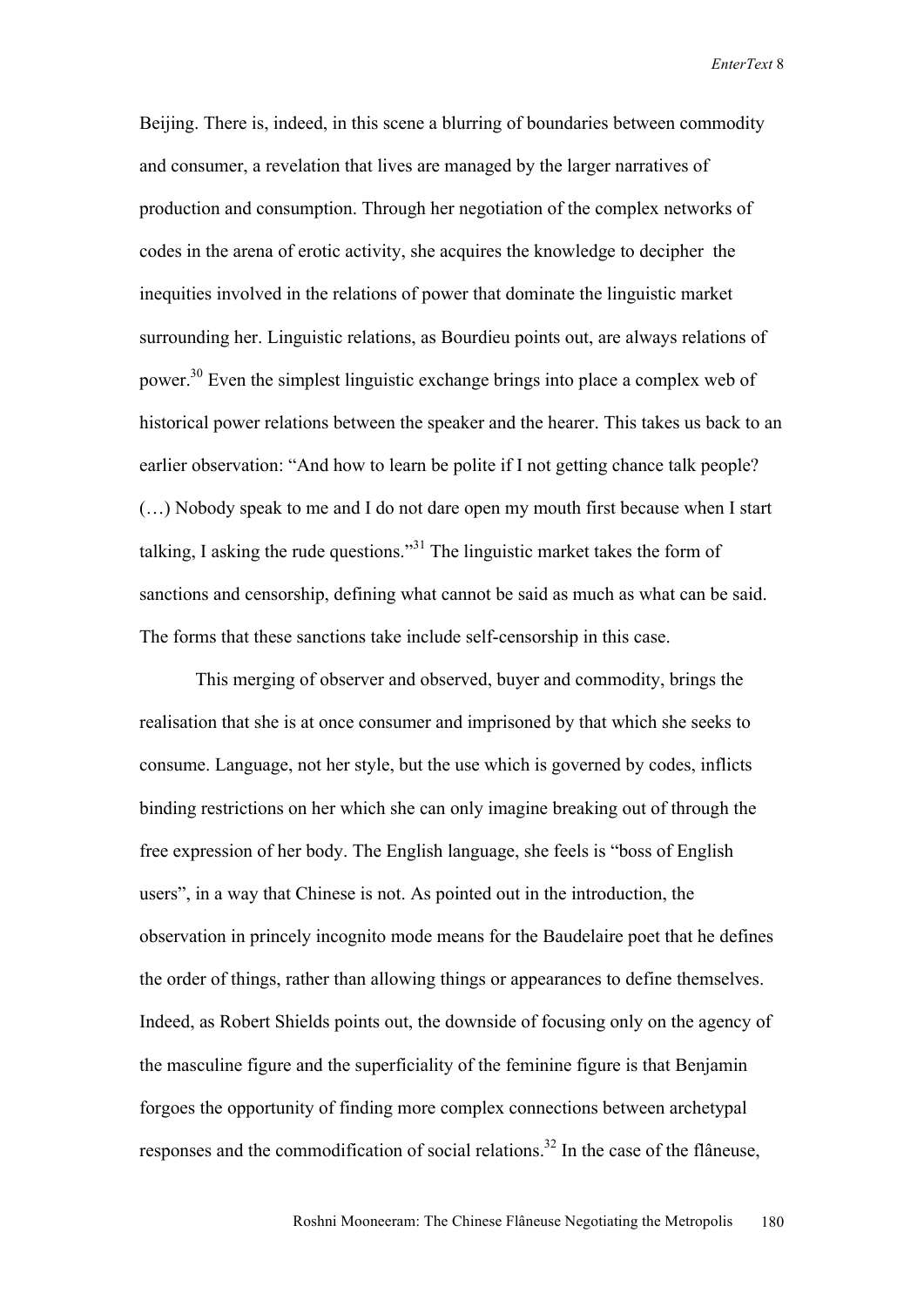Beijing. There is, indeed, in this scene a blurring of boundaries between commodity and consumer, a revelation that lives are managed by the larger narratives of production and consumption. Through her negotiation of the complex networks of codes in the arena of erotic activity, she acquires the knowledge to decipher the inequities involved in the relations of power that dominate the linguistic market surrounding her. Linguistic relations, as Bourdieu points out, are always relations of power.[30] Even the simplest linguistic exchange brings into place a complex web of historical power relations between the speaker and the hearer. This takes us back to an earlier observation: "And how to learn be polite if I not getting chance talk people? (…) Nobody speak to me and I do not dare open my mouth first because when I start talking, I asking the rude questions."[31] The linguistic market takes the form of sanctions and censorship, defining what cannot be said as much as what can be said. The forms that these sanctions take include self-censorship in this case.

This merging of observer and observed, buyer and commodity, brings the realisation that she is at once consumer and imprisoned by that which she seeks to consume. Language, not her style, but the use which is governed by codes, inflicts binding restrictions on her which she can only imagine breaking out of through the free expression of her body. The English language, she feels is "boss of English users", in a way that Chinese is not. As pointed out in the introduction, the observation in princely incognito mode means for the Baudelaire poet that he defines the order of things, rather than allowing things or appearances to define themselves. Indeed, as Robert Shields points out, the downside of focusing only on the agency of the masculine figure and the superficiality of the feminine figure is that Benjamin forgoes the opportunity of finding more complex connections between archetypal responses and the commodification of social relations.[32] In the case of the flâneuse,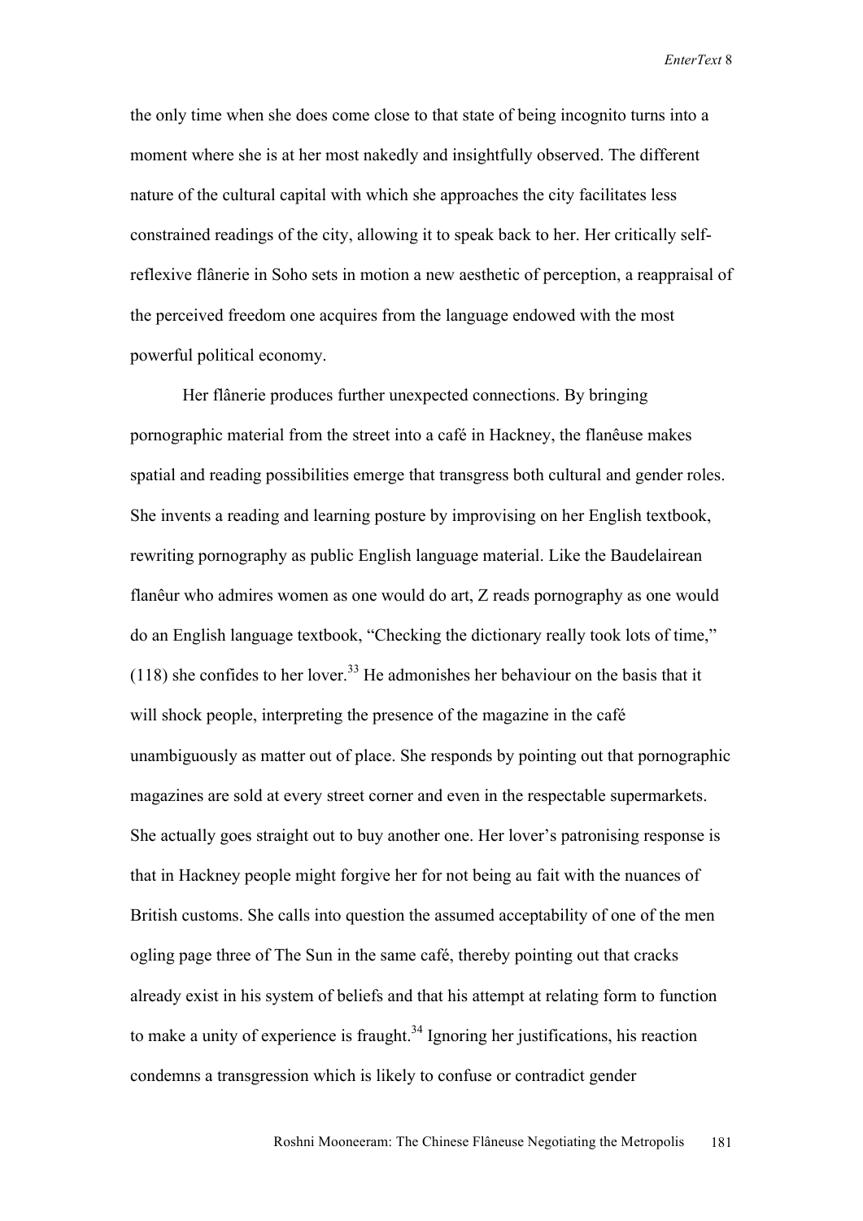the only time when she does come close to that state of being incognito turns into a moment where she is at her most nakedly and insightfully observed. The different nature of the cultural capital with which she approaches the city facilitates less constrained readings of the city, allowing it to speak back to her. Her critically self-reflexive flânerie in Soho sets in motion a new aesthetic of perception, a reappraisal of the perceived freedom one acquires from the language endowed with the most powerful political economy.

Her flânerie produces further unexpected connections. By bringing pornographic material from the street into a café in Hackney, the flanêuse makes spatial and reading possibilities emerge that transgress both cultural and gender roles. She invents a reading and learning posture by improvising on her English textbook, rewriting pornography as public English language material. Like the Baudelairean flanêur who admires women as one would do art, Z reads pornography as one would do an English language textbook, "Checking the dictionary really took lots of time," (118) she confides to her lover.[33] He admonishes her behaviour on the basis that it will shock people, interpreting the presence of the magazine in the café unambiguously as matter out of place. She responds by pointing out that pornographic magazines are sold at every street corner and even in the respectable supermarkets. She actually goes straight out to buy another one. Her lover's patronising response is that in Hackney people might forgive her for not being au fait with the nuances of British customs. She calls into question the assumed acceptability of one of the men ogling page three of The Sun in the same café, thereby pointing out that cracks already exist in his system of beliefs and that his attempt at relating form to function to make a unity of experience is fraught.[34] Ignoring her justifications, his reaction condemns a transgression which is likely to confuse or contradict gender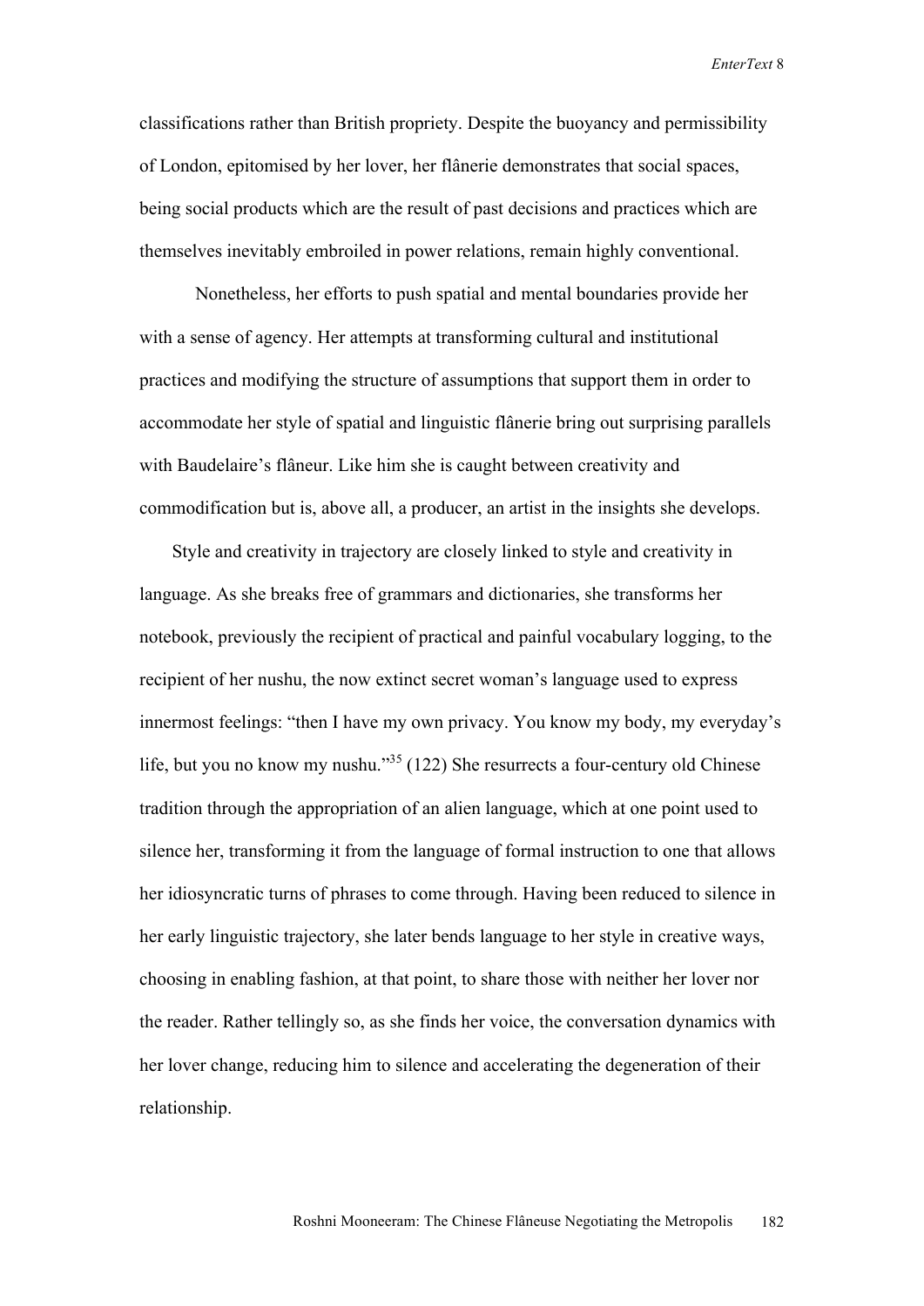classifications rather than British propriety. Despite the buoyancy and permissibility of London, epitomised by her lover, her flânerie demonstrates that social spaces, being social products which are the result of past decisions and practices which are themselves inevitably embroiled in power relations, remain highly conventional.

Nonetheless, her efforts to push spatial and mental boundaries provide her with a sense of agency. Her attempts at transforming cultural and institutional practices and modifying the structure of assumptions that support them in order to accommodate her style of spatial and linguistic flânerie bring out surprising parallels with Baudelaire's flâneur. Like him she is caught between creativity and commodification but is, above all, a producer, an artist in the insights she develops.

Style and creativity in trajectory are closely linked to style and creativity in language. As she breaks free of grammars and dictionaries, she transforms her notebook, previously the recipient of practical and painful vocabulary logging, to the recipient of her nushu, the now extinct secret woman's language used to express innermost feelings: "then I have my own privacy. You know my body, my everyday's life, but you no know my nushu."[35] (122) She resurrects a four-century old Chinese tradition through the appropriation of an alien language, which at one point used to silence her, transforming it from the language of formal instruction to one that allows her idiosyncratic turns of phrases to come through. Having been reduced to silence in her early linguistic trajectory, she later bends language to her style in creative ways, choosing in enabling fashion, at that point, to share those with neither her lover nor the reader. Rather tellingly so, as she finds her voice, the conversation dynamics with her lover change, reducing him to silence and accelerating the degeneration of their relationship.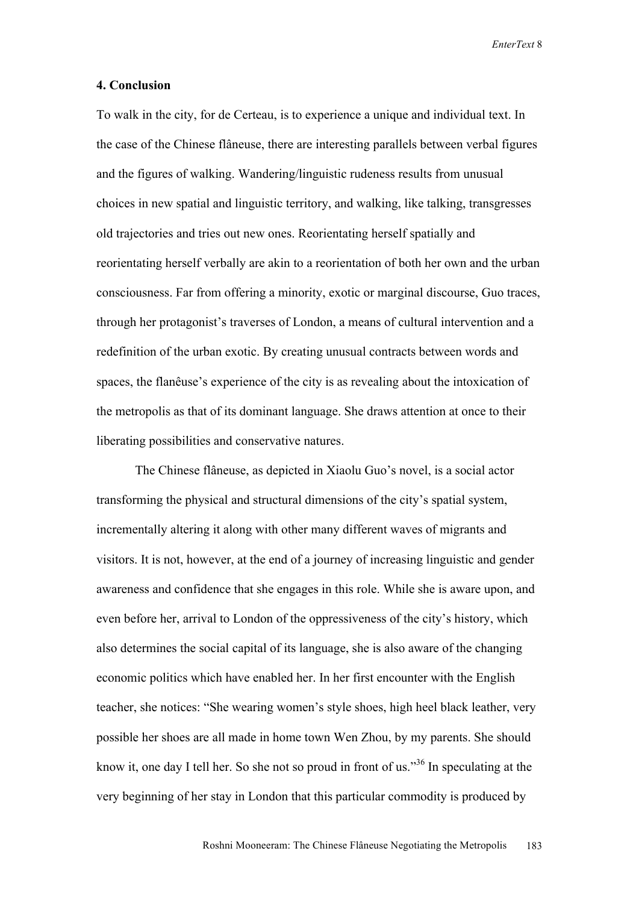### 4. Conclusion

To walk in the city, for de Certeau, is to experience a unique and individual text. In the case of the Chinese flâneuse, there are interesting parallels between verbal figures and the figures of walking. Wandering/linguistic rudeness results from unusual choices in new spatial and linguistic territory, and walking, like talking, transgresses old trajectories and tries out new ones. Reorientating herself spatially and reorientating herself verbally are akin to a reorientation of both her own and the urban consciousness. Far from offering a minority, exotic or marginal discourse, Guo traces, through her protagonist's traverses of London, a means of cultural intervention and a redefinition of the urban exotic. By creating unusual contracts between words and spaces, the flanêuse's experience of the city is as revealing about the intoxication of the metropolis as that of its dominant language. She draws attention at once to their liberating possibilities and conservative natures.

The Chinese flâneuse, as depicted in Xiaolu Guo's novel, is a social actor transforming the physical and structural dimensions of the city's spatial system, incrementally altering it along with other many different waves of migrants and visitors. It is not, however, at the end of a journey of increasing linguistic and gender awareness and confidence that she engages in this role. While she is aware upon, and even before her, arrival to London of the oppressiveness of the city's history, which also determines the social capital of its language, she is also aware of the changing economic politics which have enabled her. In her first encounter with the English teacher, she notices: "She wearing women's style shoes, high heel black leather, very possible her shoes are all made in home town Wen Zhou, by my parents. She should know it, one day I tell her. So she not so proud in front of us."[36] In speculating at the very beginning of her stay in London that this particular commodity is produced by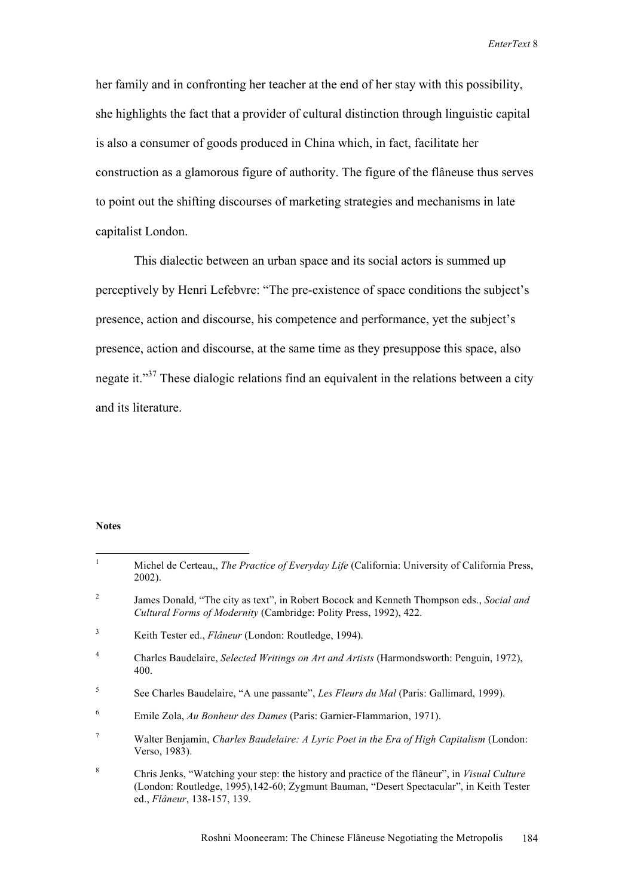her family and in confronting her teacher at the end of her stay with this possibility, she highlights the fact that a provider of cultural distinction through linguistic capital is also a consumer of goods produced in China which, in fact, facilitate her construction as a glamorous figure of authority. The figure of the flâneuse thus serves to point out the shifting discourses of marketing strategies and mechanisms in late capitalist London.

This dialectic between an urban space and its social actors is summed up perceptively by Henri Lefebvre: "The pre-existence of space conditions the subject's presence, action and discourse, his competence and performance, yet the subject's presence, action and discourse, at the same time as they presuppose this space, also negate it."[37] These dialogic relations find an equivalent in the relations between a city and its literature.

**Notes**

1. Michel de Certeau,, *The Practice of Everyday Life* (California: University of California Press, 2002).
2. James Donald, "The city as text", in Robert Bocock and Kenneth Thompson eds., *Social and Cultural Forms of Modernity* (Cambridge: Polity Press, 1992), 422.
3. Keith Tester ed., *Flâneur* (London: Routledge, 1994).
4. Charles Baudelaire, *Selected Writings on Art and Artists* (Harmondsworth: Penguin, 1972), 400.
5. See Charles Baudelaire, "A une passante", *Les Fleurs du Mal* (Paris: Gallimard, 1999).
6. Emile Zola, *Au Bonheur des Dames* (Paris: Garnier-Flammarion, 1971).
7. Walter Benjamin, *Charles Baudelaire: A Lyric Poet in the Era of High Capitalism* (London: Verso, 1983).
8. Chris Jenks, "Watching your step: the history and practice of the flâneur", in *Visual Culture* (London: Routledge, 1995),142-60; Zygmunt Bauman, "Desert Spectacular", in Keith Tester ed., *Flâneur*, 138-157, 139.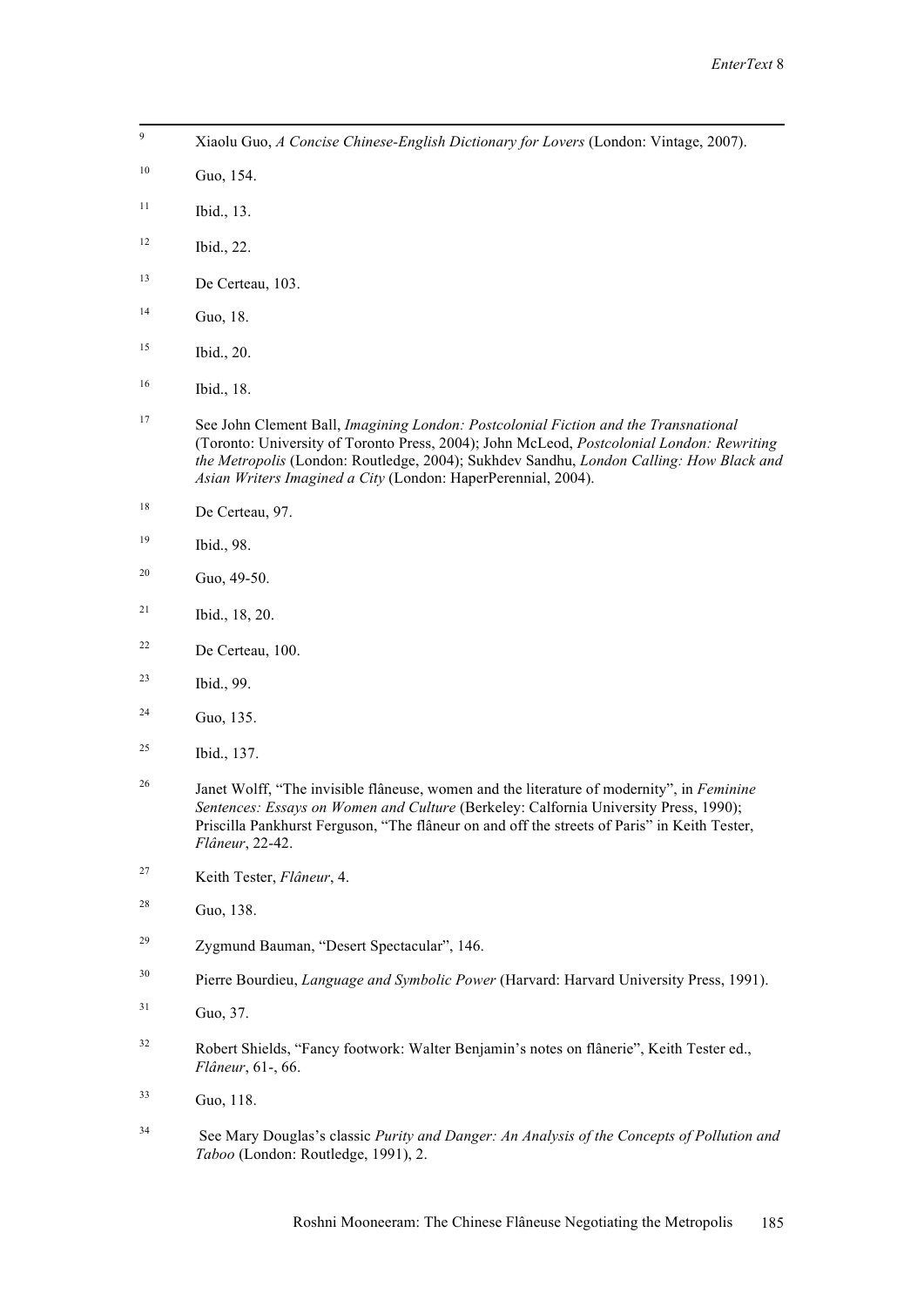[9] Xiaolu Guo, *A Concise Chinese-English Dictionary for Lovers* (London: Vintage, 2007).

[10] Guo, 154.

[11] Ibid., 13.

[12] Ibid., 22.

[13] De Certeau, 103.

[14] Guo, 18.

[15] Ibid., 20.

[16] Ibid., 18.

[17] See John Clement Ball, *Imagining London: Postcolonial Fiction and the Transnational* (Toronto: University of Toronto Press, 2004); John McLeod, *Postcolonial London: Rewriting the Metropolis* (London: Routledge, 2004); Sukhdev Sandhu, *London Calling: How Black and Asian Writers Imagined a City* (London: HaperPerennial, 2004).

[18] De Certeau, 97.

[19] Ibid., 98.

[20] Guo, 49-50.

[21] Ibid., 18, 20.

[22] De Certeau, 100.

[23] Ibid., 99.

[24] Guo, 135.

[25] Ibid., 137.

[26] Janet Wolff, "The invisible flâneuse, women and the literature of modernity", in *Feminine Sentences: Essays on Women and Culture* (Berkeley: Calfornia University Press, 1990); Priscilla Pankhurst Ferguson, "The flâneur on and off the streets of Paris" in Keith Tester, *Flâneur*, 22-42.

[27] Keith Tester, *Flâneur*, 4.

[28] Guo, 138.

[29] Zygmund Bauman, "Desert Spectacular", 146.

[30] Pierre Bourdieu, *Language and Symbolic Power* (Harvard: Harvard University Press, 1991).

[31] Guo, 37.

[32] Robert Shields, "Fancy footwork: Walter Benjamin's notes on flânerie", Keith Tester ed., *Flâneur*, 61-, 66.

[33] Guo, 118.

[34] See Mary Douglas's classic *Purity and Danger: An Analysis of the Concepts of Pollution and Taboo* (London: Routledge, 1991), 2.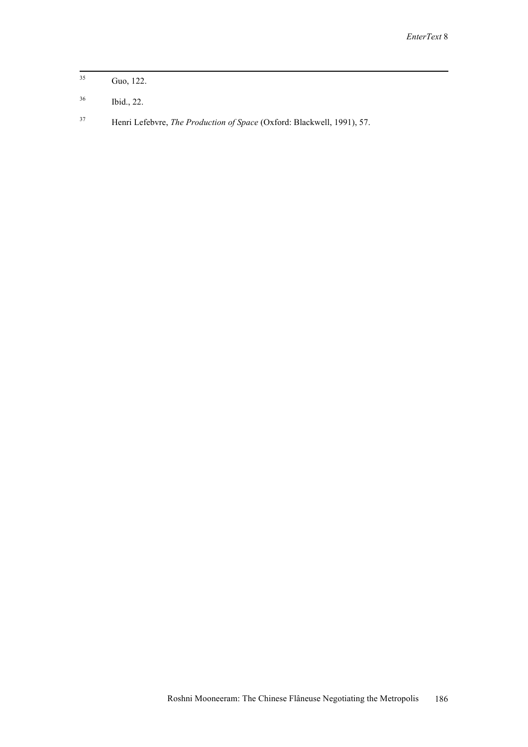[35] Guo, 122.

[36] Ibid., 22.

[37] Henri Lefebvre, *The Production of Space* (Oxford: Blackwell, 1991), 57.